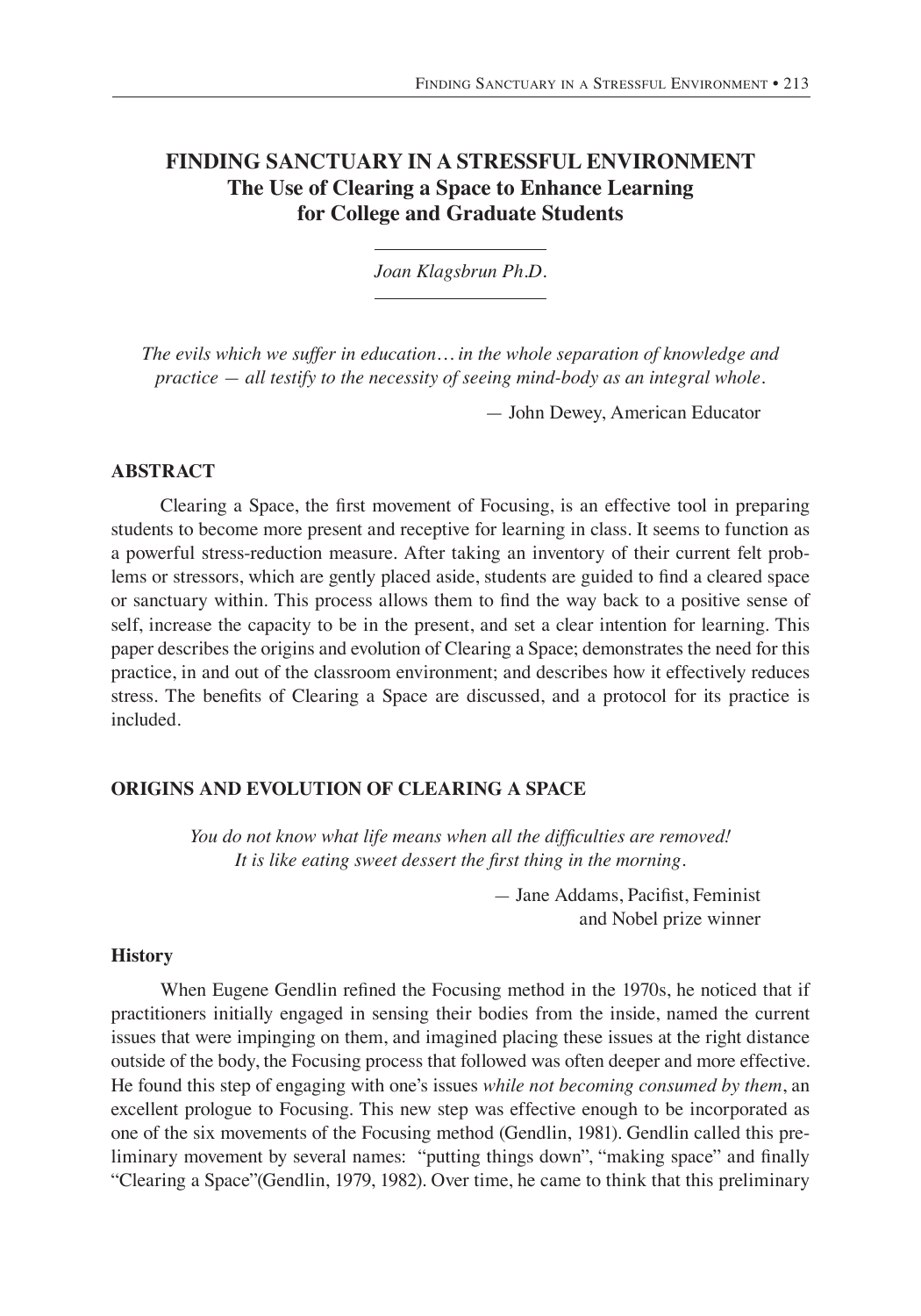# FINDING SANCTUARY IN A STRESSFUL ENVIRONMENT
## The Use of Clearing a Space to Enhance Learning for College and Graduate Students

*Joan Klagsbrun Ph.D.*

*The evils which we suffer in education… in the whole separation of knowledge and practice — all testify to the necessity of seeing mind-body as an integral whole.*

— John Dewey, American Educator

### ABSTRACT

Clearing a Space, the first movement of Focusing, is an effective tool in preparing students to become more present and receptive for learning in class. It seems to function as a powerful stress-reduction measure. After taking an inventory of their current felt problems or stressors, which are gently placed aside, students are guided to find a cleared space or sanctuary within. This process allows them to find the way back to a positive sense of self, increase the capacity to be in the present, and set a clear intention for learning. This paper describes the origins and evolution of Clearing a Space; demonstrates the need for this practice, in and out of the classroom environment; and describes how it effectively reduces stress. The benefits of Clearing a Space are discussed, and a protocol for its practice is included.

### ORIGINS AND EVOLUTION OF CLEARING A SPACE

*You do not know what life means when all the difficulties are removed! It is like eating sweet dessert the first thing in the morning.*

— Jane Addams, Pacifist, Feminist and Nobel prize winner

#### History

When Eugene Gendlin refined the Focusing method in the 1970s, he noticed that if practitioners initially engaged in sensing their bodies from the inside, named the current issues that were impinging on them, and imagined placing these issues at the right distance outside of the body, the Focusing process that followed was often deeper and more effective. He found this step of engaging with one's issues *while not becoming consumed by them*, an excellent prologue to Focusing. This new step was effective enough to be incorporated as one of the six movements of the Focusing method (Gendlin, 1981). Gendlin called this preliminary movement by several names: "putting things down", "making space" and finally "Clearing a Space"(Gendlin, 1979, 1982). Over time, he came to think that this preliminary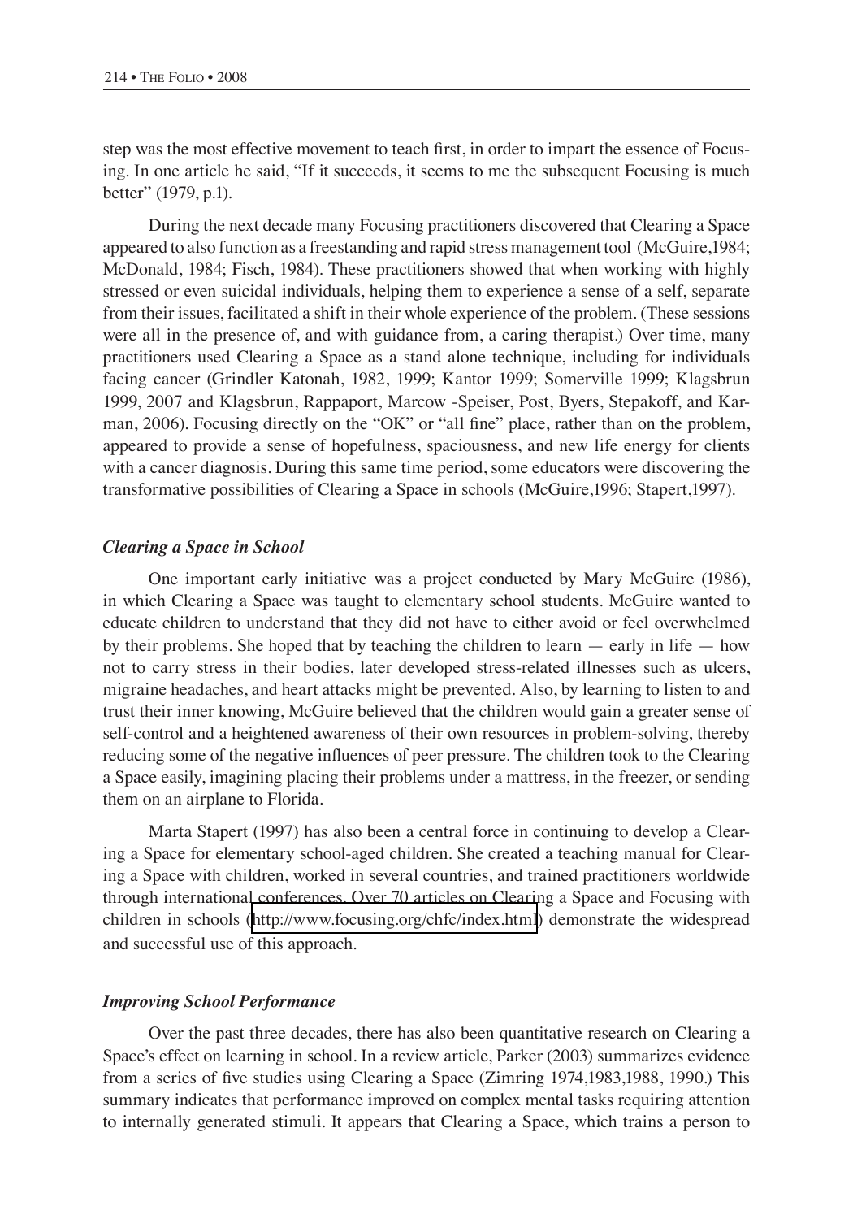step was the most effective movement to teach first, in order to impart the essence of Focusing. In one article he said, "If it succeeds, it seems to me the subsequent Focusing is much better" (1979, p.1).

During the next decade many Focusing practitioners discovered that Clearing a Space appeared to also function as a freestanding and rapid stress management tool (McGuire,1984; McDonald, 1984; Fisch, 1984). These practitioners showed that when working with highly stressed or even suicidal individuals, helping them to experience a sense of a self, separate from their issues, facilitated a shift in their whole experience of the problem. (These sessions were all in the presence of, and with guidance from, a caring therapist.) Over time, many practitioners used Clearing a Space as a stand alone technique, including for individuals facing cancer (Grindler Katonah, 1982, 1999; Kantor 1999; Somerville 1999; Klagsbrun 1999, 2007 and Klagsbrun, Rappaport, Marcow -Speiser, Post, Byers, Stepakoff, and Karman, 2006). Focusing directly on the "OK" or "all fine" place, rather than on the problem, appeared to provide a sense of hopefulness, spaciousness, and new life energy for clients with a cancer diagnosis. During this same time period, some educators were discovering the transformative possibilities of Clearing a Space in schools (McGuire,1996; Stapert,1997).

### *Clearing a Space in School*

One important early initiative was a project conducted by Mary McGuire (1986), in which Clearing a Space was taught to elementary school students. McGuire wanted to educate children to understand that they did not have to either avoid or feel overwhelmed by their problems. She hoped that by teaching the children to learn — early in life — how not to carry stress in their bodies, later developed stress-related illnesses such as ulcers, migraine headaches, and heart attacks might be prevented. Also, by learning to listen to and trust their inner knowing, McGuire believed that the children would gain a greater sense of self-control and a heightened awareness of their own resources in problem-solving, thereby reducing some of the negative influences of peer pressure. The children took to the Clearing a Space easily, imagining placing their problems under a mattress, in the freezer, or sending them on an airplane to Florida.

Marta Stapert (1997) has also been a central force in continuing to develop a Clearing a Space for elementary school-aged children. She created a teaching manual for Clearing a Space with children, worked in several countries, and trained practitioners worldwide through international conferences. Over 70 articles on Clearing a Space and Focusing with children in schools (http://www.focusing.org/chfc/index.html) demonstrate the widespread and successful use of this approach.

### *Improving School Performance*

Over the past three decades, there has also been quantitative research on Clearing a Space's effect on learning in school. In a review article, Parker (2003) summarizes evidence from a series of five studies using Clearing a Space (Zimring 1974,1983,1988, 1990.) This summary indicates that performance improved on complex mental tasks requiring attention to internally generated stimuli. It appears that Clearing a Space, which trains a person to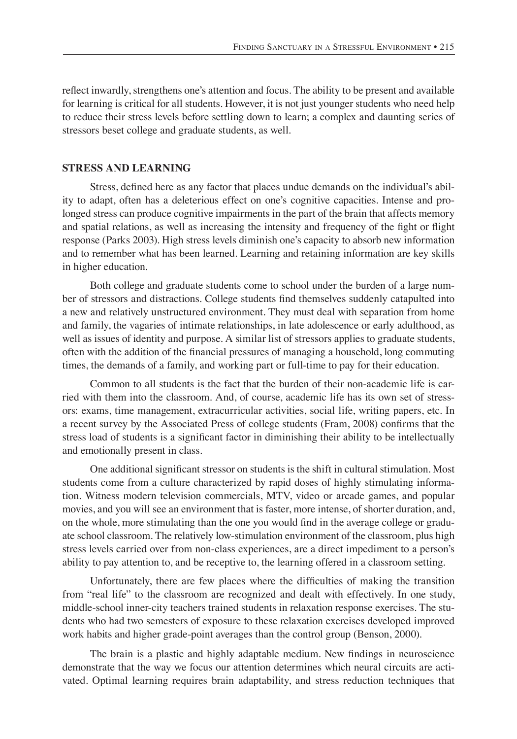reflect inwardly, strengthens one's attention and focus. The ability to be present and available for learning is critical for all students. However, it is not just younger students who need help to reduce their stress levels before settling down to learn; a complex and daunting series of stressors beset college and graduate students, as well.

## STRESS AND LEARNING

Stress, defined here as any factor that places undue demands on the individual's ability to adapt, often has a deleterious effect on one's cognitive capacities. Intense and prolonged stress can produce cognitive impairments in the part of the brain that affects memory and spatial relations, as well as increasing the intensity and frequency of the fight or flight response (Parks 2003). High stress levels diminish one's capacity to absorb new information and to remember what has been learned. Learning and retaining information are key skills in higher education.

Both college and graduate students come to school under the burden of a large number of stressors and distractions. College students find themselves suddenly catapulted into a new and relatively unstructured environment. They must deal with separation from home and family, the vagaries of intimate relationships, in late adolescence or early adulthood, as well as issues of identity and purpose. A similar list of stressors applies to graduate students, often with the addition of the financial pressures of managing a household, long commuting times, the demands of a family, and working part or full-time to pay for their education.

Common to all students is the fact that the burden of their non-academic life is carried with them into the classroom. And, of course, academic life has its own set of stressors: exams, time management, extracurricular activities, social life, writing papers, etc. In a recent survey by the Associated Press of college students (Fram, 2008) confirms that the stress load of students is a significant factor in diminishing their ability to be intellectually and emotionally present in class.

One additional significant stressor on students is the shift in cultural stimulation. Most students come from a culture characterized by rapid doses of highly stimulating information. Witness modern television commercials, MTV, video or arcade games, and popular movies, and you will see an environment that is faster, more intense, of shorter duration, and, on the whole, more stimulating than the one you would find in the average college or graduate school classroom. The relatively low-stimulation environment of the classroom, plus high stress levels carried over from non-class experiences, are a direct impediment to a person's ability to pay attention to, and be receptive to, the learning offered in a classroom setting.

Unfortunately, there are few places where the difficulties of making the transition from "real life" to the classroom are recognized and dealt with effectively. In one study, middle-school inner-city teachers trained students in relaxation response exercises. The students who had two semesters of exposure to these relaxation exercises developed improved work habits and higher grade-point averages than the control group (Benson, 2000).

The brain is a plastic and highly adaptable medium. New findings in neuroscience demonstrate that the way we focus our attention determines which neural circuits are activated. Optimal learning requires brain adaptability, and stress reduction techniques that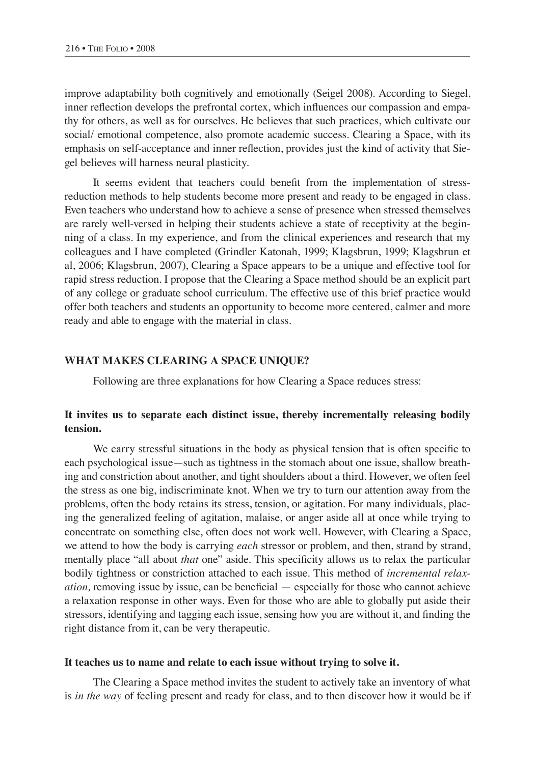improve adaptability both cognitively and emotionally (Seigel 2008). According to Siegel, inner reflection develops the prefrontal cortex, which influences our compassion and empathy for others, as well as for ourselves. He believes that such practices, which cultivate our social/ emotional competence, also promote academic success. Clearing a Space, with its emphasis on self-acceptance and inner reflection, provides just the kind of activity that Siegel believes will harness neural plasticity.

It seems evident that teachers could benefit from the implementation of stress-reduction methods to help students become more present and ready to be engaged in class. Even teachers who understand how to achieve a sense of presence when stressed themselves are rarely well-versed in helping their students achieve a state of receptivity at the beginning of a class. In my experience, and from the clinical experiences and research that my colleagues and I have completed (Grindler Katonah, 1999; Klagsbrun, 1999; Klagsbrun et al, 2006; Klagsbrun, 2007), Clearing a Space appears to be a unique and effective tool for rapid stress reduction. I propose that the Clearing a Space method should be an explicit part of any college or graduate school curriculum. The effective use of this brief practice would offer both teachers and students an opportunity to become more centered, calmer and more ready and able to engage with the material in class.

## WHAT MAKES CLEARING A SPACE UNIQUE?

Following are three explanations for how Clearing a Space reduces stress:

### It invites us to separate each distinct issue, thereby incrementally releasing bodily tension.

We carry stressful situations in the body as physical tension that is often specific to each psychological issue—such as tightness in the stomach about one issue, shallow breathing and constriction about another, and tight shoulders about a third. However, we often feel the stress as one big, indiscriminate knot. When we try to turn our attention away from the problems, often the body retains its stress, tension, or agitation. For many individuals, placing the generalized feeling of agitation, malaise, or anger aside all at once while trying to concentrate on something else, often does not work well. However, with Clearing a Space, we attend to how the body is carrying *each* stressor or problem, and then, strand by strand, mentally place "all about *that* one" aside. This specificity allows us to relax the particular bodily tightness or constriction attached to each issue. This method of *incremental relaxation,* removing issue by issue, can be beneficial — especially for those who cannot achieve a relaxation response in other ways. Even for those who are able to globally put aside their stressors, identifying and tagging each issue, sensing how you are without it, and finding the right distance from it, can be very therapeutic.

### It teaches us to name and relate to each issue without trying to solve it.

The Clearing a Space method invites the student to actively take an inventory of what is *in the way* of feeling present and ready for class, and to then discover how it would be if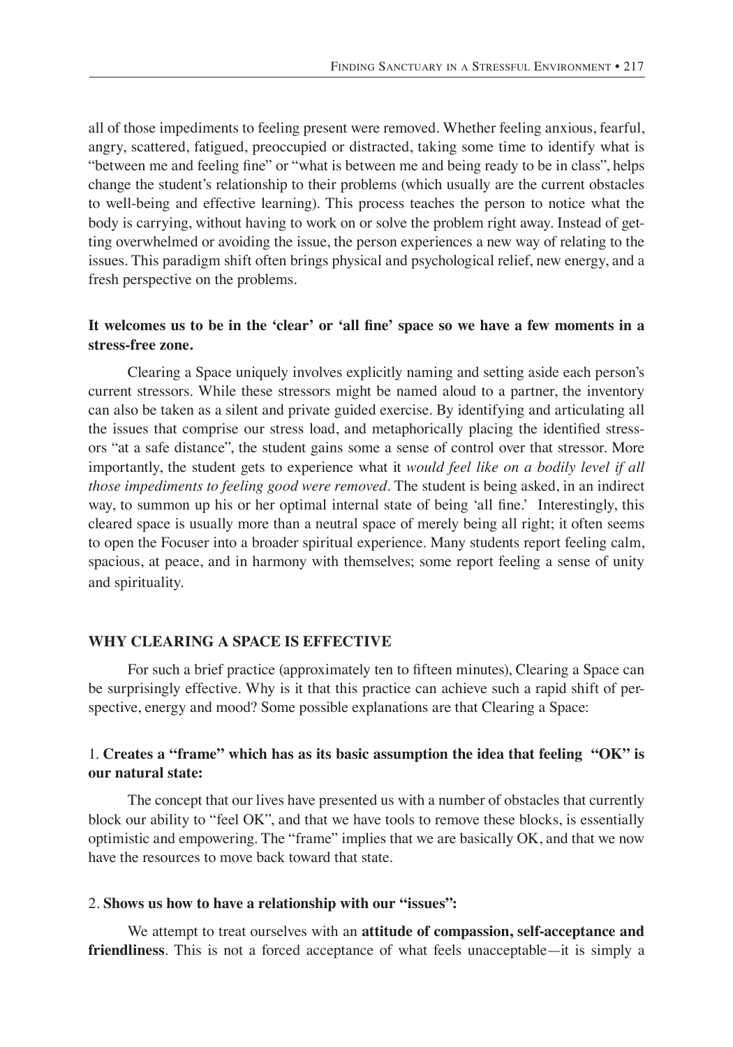all of those impediments to feeling present were removed. Whether feeling anxious, fearful, angry, scattered, fatigued, preoccupied or distracted, taking some time to identify what is "between me and feeling fine" or "what is between me and being ready to be in class", helps change the student's relationship to their problems (which usually are the current obstacles to well-being and effective learning). This process teaches the person to notice what the body is carrying, without having to work on or solve the problem right away. Instead of getting overwhelmed or avoiding the issue, the person experiences a new way of relating to the issues. This paradigm shift often brings physical and psychological relief, new energy, and a fresh perspective on the problems.

**It welcomes us to be in the 'clear' or 'all fine' space so we have a few moments in a stress-free zone.**

Clearing a Space uniquely involves explicitly naming and setting aside each person's current stressors. While these stressors might be named aloud to a partner, the inventory can also be taken as a silent and private guided exercise. By identifying and articulating all the issues that comprise our stress load, and metaphorically placing the identified stressors "at a safe distance", the student gains some a sense of control over that stressor. More importantly, the student gets to experience what it *would feel like on a bodily level if all those impediments to feeling good were removed*. The student is being asked, in an indirect way, to summon up his or her optimal internal state of being 'all fine.' Interestingly, this cleared space is usually more than a neutral space of merely being all right; it often seems to open the Focuser into a broader spiritual experience. Many students report feeling calm, spacious, at peace, and in harmony with themselves; some report feeling a sense of unity and spirituality.

## WHY CLEARING A SPACE IS EFFECTIVE

For such a brief practice (approximately ten to fifteen minutes), Clearing a Space can be surprisingly effective. Why is it that this practice can achieve such a rapid shift of perspective, energy and mood? Some possible explanations are that Clearing a Space:

1. **Creates a "frame" which has as its basic assumption the idea that feeling "OK" is our natural state:**

The concept that our lives have presented us with a number of obstacles that currently block our ability to "feel OK", and that we have tools to remove these blocks, is essentially optimistic and empowering. The "frame" implies that we are basically OK, and that we now have the resources to move back toward that state.

2. **Shows us how to have a relationship with our "issues":**

We attempt to treat ourselves with an **attitude of compassion, self-acceptance and friendliness**. This is not a forced acceptance of what feels unacceptable—it is simply a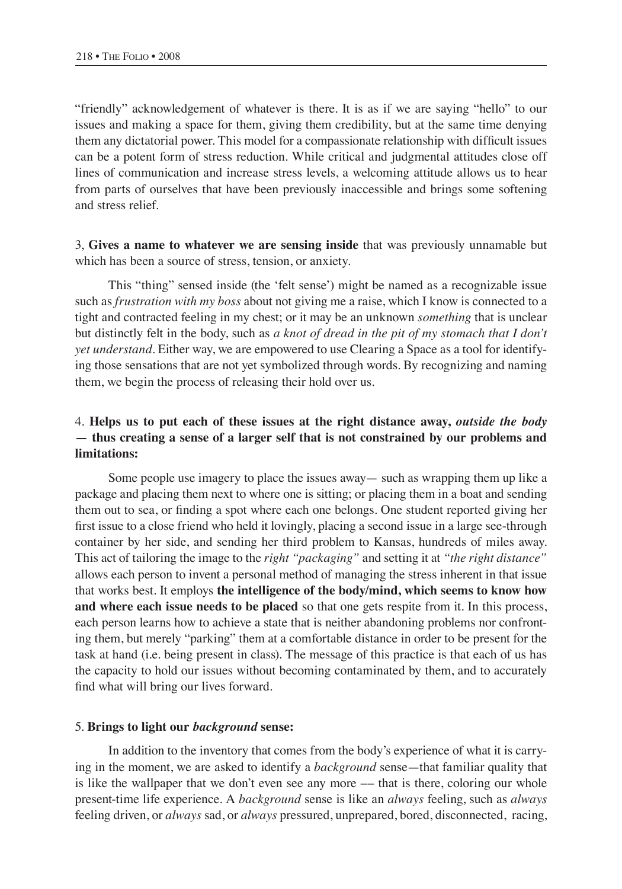"friendly" acknowledgement of whatever is there. It is as if we are saying "hello" to our issues and making a space for them, giving them credibility, but at the same time denying them any dictatorial power. This model for a compassionate relationship with difficult issues can be a potent form of stress reduction. While critical and judgmental attitudes close off lines of communication and increase stress levels, a welcoming attitude allows us to hear from parts of ourselves that have been previously inaccessible and brings some softening and stress relief.

3, **Gives a name to whatever we are sensing inside** that was previously unnamable but which has been a source of stress, tension, or anxiety.

This "thing" sensed inside (the 'felt sense') might be named as a recognizable issue such as *frustration with my boss* about not giving me a raise, which I know is connected to a tight and contracted feeling in my chest; or it may be an unknown *something* that is unclear but distinctly felt in the body, such as *a knot of dread in the pit of my stomach that I don't yet understand*. Either way, we are empowered to use Clearing a Space as a tool for identifying those sensations that are not yet symbolized through words. By recognizing and naming them, we begin the process of releasing their hold over us.

4. **Helps us to put each of these issues at the right distance away, *outside the body* — thus creating a sense of a larger self that is not constrained by our problems and limitations:**

Some people use imagery to place the issues away— such as wrapping them up like a package and placing them next to where one is sitting; or placing them in a boat and sending them out to sea, or finding a spot where each one belongs. One student reported giving her first issue to a close friend who held it lovingly, placing a second issue in a large see-through container by her side, and sending her third problem to Kansas, hundreds of miles away. This act of tailoring the image to the *right "packaging"* and setting it at *"the right distance"* allows each person to invent a personal method of managing the stress inherent in that issue that works best. It employs **the intelligence of the body/mind, which seems to know how and where each issue needs to be placed** so that one gets respite from it. In this process, each person learns how to achieve a state that is neither abandoning problems nor confronting them, but merely "parking" them at a comfortable distance in order to be present for the task at hand (i.e. being present in class). The message of this practice is that each of us has the capacity to hold our issues without becoming contaminated by them, and to accurately find what will bring our lives forward.

5. **Brings to light our *background* sense:**

In addition to the inventory that comes from the body's experience of what it is carrying in the moment, we are asked to identify a *background* sense—that familiar quality that is like the wallpaper that we don't even see any more –– that is there, coloring our whole present-time life experience. A *background* sense is like an *always* feeling, such as *always* feeling driven, or *always* sad, or *always* pressured, unprepared, bored, disconnected, racing,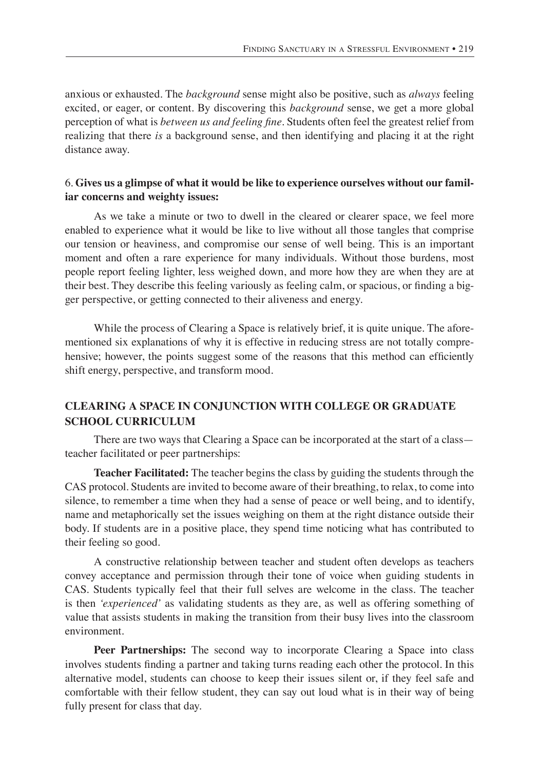anxious or exhausted. The *background* sense might also be positive, such as *always* feeling excited, or eager, or content. By discovering this *background* sense, we get a more global perception of what is *between us and feeling fine*. Students often feel the greatest relief from realizing that there *is* a background sense, and then identifying and placing it at the right distance away.

6. **Gives us a glimpse of what it would be like to experience ourselves without our familiar concerns and weighty issues:**

As we take a minute or two to dwell in the cleared or clearer space, we feel more enabled to experience what it would be like to live without all those tangles that comprise our tension or heaviness, and compromise our sense of well being. This is an important moment and often a rare experience for many individuals. Without those burdens, most people report feeling lighter, less weighed down, and more how they are when they are at their best. They describe this feeling variously as feeling calm, or spacious, or finding a bigger perspective, or getting connected to their aliveness and energy.

While the process of Clearing a Space is relatively brief, it is quite unique. The aforementioned six explanations of why it is effective in reducing stress are not totally comprehensive; however, the points suggest some of the reasons that this method can efficiently shift energy, perspective, and transform mood.

## CLEARING A SPACE IN CONJUNCTION WITH COLLEGE OR GRADUATE SCHOOL CURRICULUM

There are two ways that Clearing a Space can be incorporated at the start of a class—teacher facilitated or peer partnerships:

**Teacher Facilitated:** The teacher begins the class by guiding the students through the CAS protocol. Students are invited to become aware of their breathing, to relax, to come into silence, to remember a time when they had a sense of peace or well being, and to identify, name and metaphorically set the issues weighing on them at the right distance outside their body. If students are in a positive place, they spend time noticing what has contributed to their feeling so good.

A constructive relationship between teacher and student often develops as teachers convey acceptance and permission through their tone of voice when guiding students in CAS. Students typically feel that their full selves are welcome in the class. The teacher is then *'experienced'* as validating students as they are, as well as offering something of value that assists students in making the transition from their busy lives into the classroom environment.

**Peer Partnerships:** The second way to incorporate Clearing a Space into class involves students finding a partner and taking turns reading each other the protocol. In this alternative model, students can choose to keep their issues silent or, if they feel safe and comfortable with their fellow student, they can say out loud what is in their way of being fully present for class that day.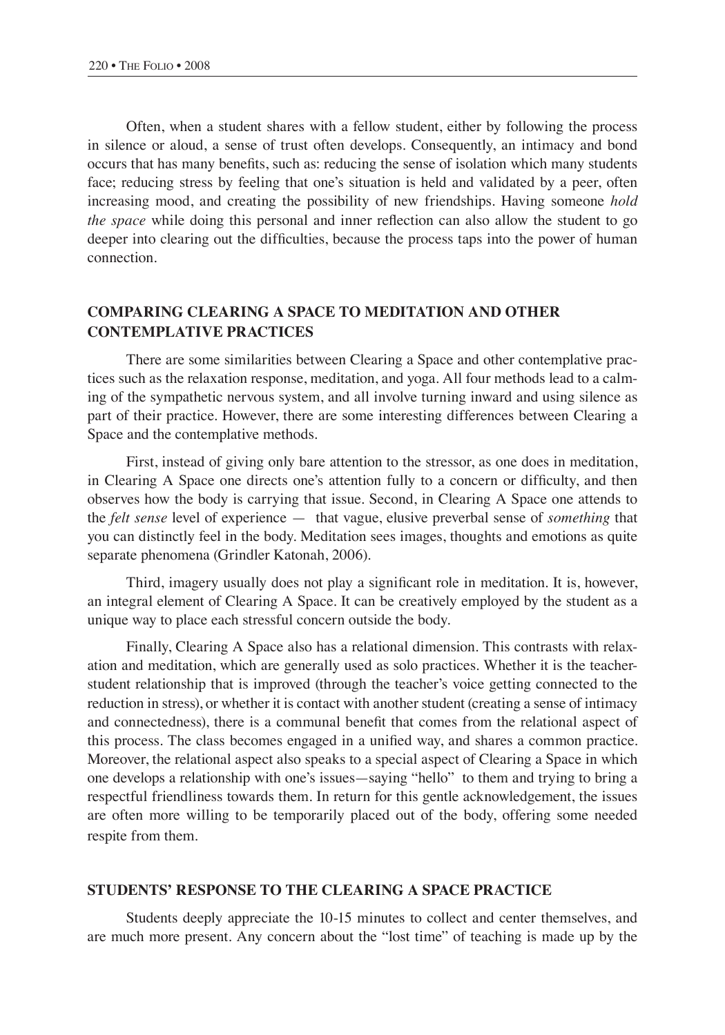Often, when a student shares with a fellow student, either by following the process in silence or aloud, a sense of trust often develops. Consequently, an intimacy and bond occurs that has many benefits, such as: reducing the sense of isolation which many students face; reducing stress by feeling that one's situation is held and validated by a peer, often increasing mood, and creating the possibility of new friendships. Having someone *hold the space* while doing this personal and inner reflection can also allow the student to go deeper into clearing out the difficulties, because the process taps into the power of human connection.

## COMPARING CLEARING A SPACE TO MEDITATION AND OTHER CONTEMPLATIVE PRACTICES

There are some similarities between Clearing a Space and other contemplative practices such as the relaxation response, meditation, and yoga. All four methods lead to a calming of the sympathetic nervous system, and all involve turning inward and using silence as part of their practice. However, there are some interesting differences between Clearing a Space and the contemplative methods.

First, instead of giving only bare attention to the stressor, as one does in meditation, in Clearing A Space one directs one's attention fully to a concern or difficulty, and then observes how the body is carrying that issue. Second, in Clearing A Space one attends to the *felt sense* level of experience — that vague, elusive preverbal sense of *something* that you can distinctly feel in the body. Meditation sees images, thoughts and emotions as quite separate phenomena (Grindler Katonah, 2006).

Third, imagery usually does not play a significant role in meditation. It is, however, an integral element of Clearing A Space. It can be creatively employed by the student as a unique way to place each stressful concern outside the body.

Finally, Clearing A Space also has a relational dimension. This contrasts with relaxation and meditation, which are generally used as solo practices. Whether it is the teacher-student relationship that is improved (through the teacher's voice getting connected to the reduction in stress), or whether it is contact with another student (creating a sense of intimacy and connectedness), there is a communal benefit that comes from the relational aspect of this process. The class becomes engaged in a unified way, and shares a common practice. Moreover, the relational aspect also speaks to a special aspect of Clearing a Space in which one develops a relationship with one's issues—saying "hello" to them and trying to bring a respectful friendliness towards them. In return for this gentle acknowledgement, the issues are often more willing to be temporarily placed out of the body, offering some needed respite from them.

## STUDENTS' RESPONSE TO THE CLEARING A SPACE PRACTICE

Students deeply appreciate the 10-15 minutes to collect and center themselves, and are much more present. Any concern about the "lost time" of teaching is made up by the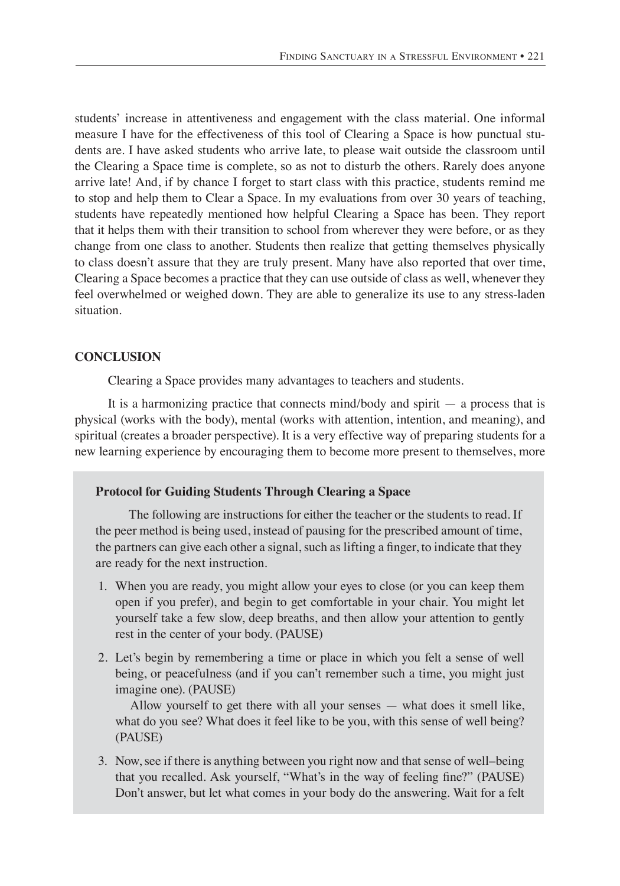students' increase in attentiveness and engagement with the class material. One informal measure I have for the effectiveness of this tool of Clearing a Space is how punctual students are. I have asked students who arrive late, to please wait outside the classroom until the Clearing a Space time is complete, so as not to disturb the others. Rarely does anyone arrive late! And, if by chance I forget to start class with this practice, students remind me to stop and help them to Clear a Space. In my evaluations from over 30 years of teaching, students have repeatedly mentioned how helpful Clearing a Space has been. They report that it helps them with their transition to school from wherever they were before, or as they change from one class to another. Students then realize that getting themselves physically to class doesn't assure that they are truly present. Many have also reported that over time, Clearing a Space becomes a practice that they can use outside of class as well, whenever they feel overwhelmed or weighed down. They are able to generalize its use to any stress-laden situation.

## CONCLUSION

Clearing a Space provides many advantages to teachers and students.

It is a harmonizing practice that connects mind/body and spirit — a process that is physical (works with the body), mental (works with attention, intention, and meaning), and spiritual (creates a broader perspective). It is a very effective way of preparing students for a new learning experience by encouraging them to become more present to themselves, more

---

**Protocol for Guiding Students Through Clearing a Space**

The following are instructions for either the teacher or the students to read. If the peer method is being used, instead of pausing for the prescribed amount of time, the partners can give each other a signal, such as lifting a finger, to indicate that they are ready for the next instruction.

1. When you are ready, you might allow your eyes to close (or you can keep them open if you prefer), and begin to get comfortable in your chair. You might let yourself take a few slow, deep breaths, and then allow your attention to gently rest in the center of your body. (PAUSE)
2. Let's begin by remembering a time or place in which you felt a sense of well being, or peacefulness (and if you can't remember such a time, you might just imagine one). (PAUSE)

   Allow yourself to get there with all your senses — what does it smell like, what do you see? What does it feel like to be you, with this sense of well being? (PAUSE)
3. Now, see if there is anything between you right now and that sense of well–being that you recalled. Ask yourself, "What's in the way of feeling fine?" (PAUSE) Don't answer, but let what comes in your body do the answering. Wait for a felt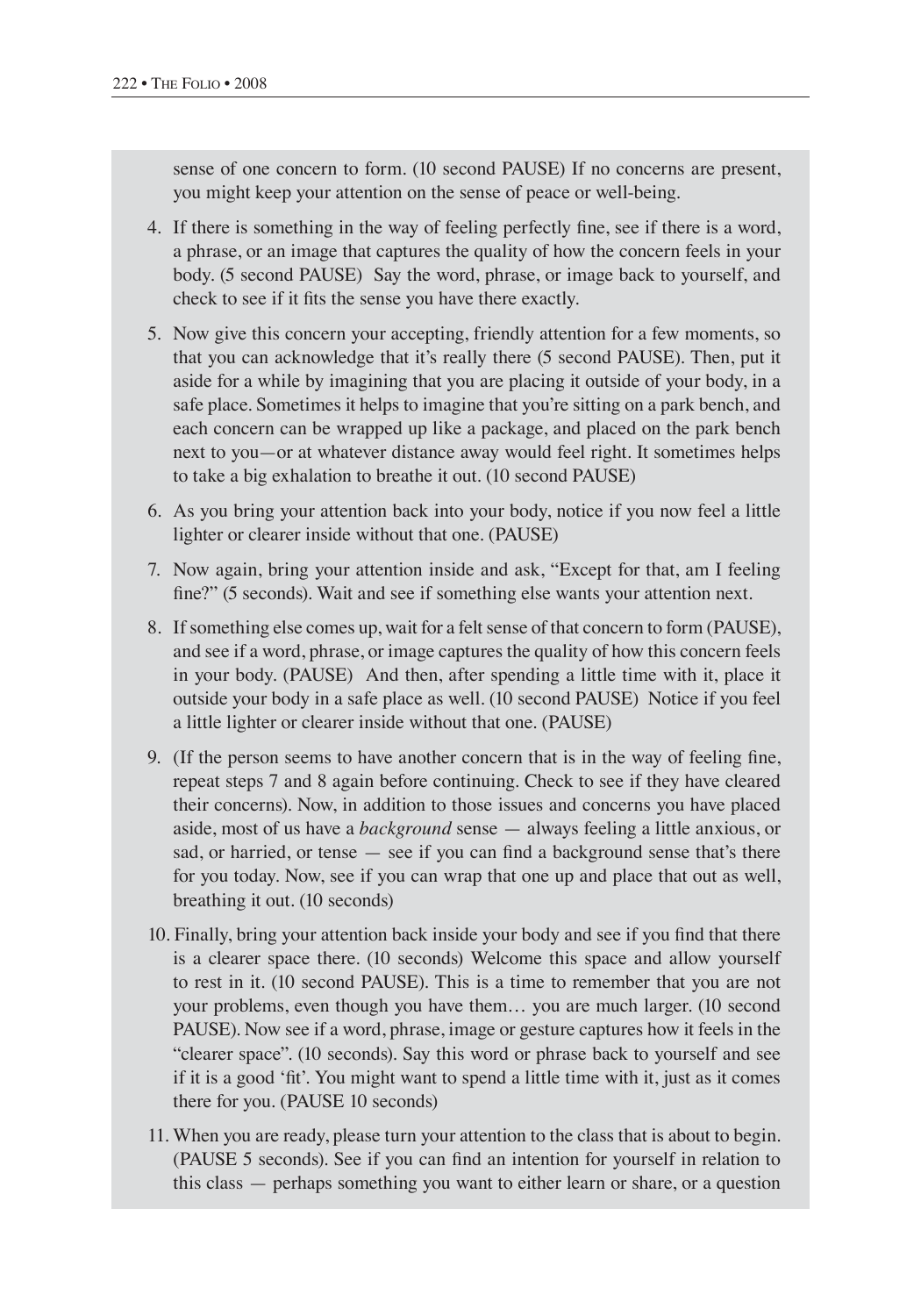sense of one concern to form. (10 second PAUSE) If no concerns are present, you might keep your attention on the sense of peace or well-being.

4. If there is something in the way of feeling perfectly fine, see if there is a word, a phrase, or an image that captures the quality of how the concern feels in your body. (5 second PAUSE) Say the word, phrase, or image back to yourself, and check to see if it fits the sense you have there exactly.

5. Now give this concern your accepting, friendly attention for a few moments, so that you can acknowledge that it's really there (5 second PAUSE). Then, put it aside for a while by imagining that you are placing it outside of your body, in a safe place. Sometimes it helps to imagine that you're sitting on a park bench, and each concern can be wrapped up like a package, and placed on the park bench next to you—or at whatever distance away would feel right. It sometimes helps to take a big exhalation to breathe it out. (10 second PAUSE)

6. As you bring your attention back into your body, notice if you now feel a little lighter or clearer inside without that one. (PAUSE)

7. Now again, bring your attention inside and ask, "Except for that, am I feeling fine?" (5 seconds). Wait and see if something else wants your attention next.

8. If something else comes up, wait for a felt sense of that concern to form (PAUSE), and see if a word, phrase, or image captures the quality of how this concern feels in your body. (PAUSE) And then, after spending a little time with it, place it outside your body in a safe place as well. (10 second PAUSE) Notice if you feel a little lighter or clearer inside without that one. (PAUSE)

9. (If the person seems to have another concern that is in the way of feeling fine, repeat steps 7 and 8 again before continuing. Check to see if they have cleared their concerns). Now, in addition to those issues and concerns you have placed aside, most of us have a *background* sense — always feeling a little anxious, or sad, or harried, or tense — see if you can find a background sense that's there for you today. Now, see if you can wrap that one up and place that out as well, breathing it out. (10 seconds)

10. Finally, bring your attention back inside your body and see if you find that there is a clearer space there. (10 seconds) Welcome this space and allow yourself to rest in it. (10 second PAUSE). This is a time to remember that you are not your problems, even though you have them… you are much larger. (10 second PAUSE). Now see if a word, phrase, image or gesture captures how it feels in the "clearer space". (10 seconds). Say this word or phrase back to yourself and see if it is a good 'fit'. You might want to spend a little time with it, just as it comes there for you. (PAUSE 10 seconds)

11. When you are ready, please turn your attention to the class that is about to begin. (PAUSE 5 seconds). See if you can find an intention for yourself in relation to this class — perhaps something you want to either learn or share, or a question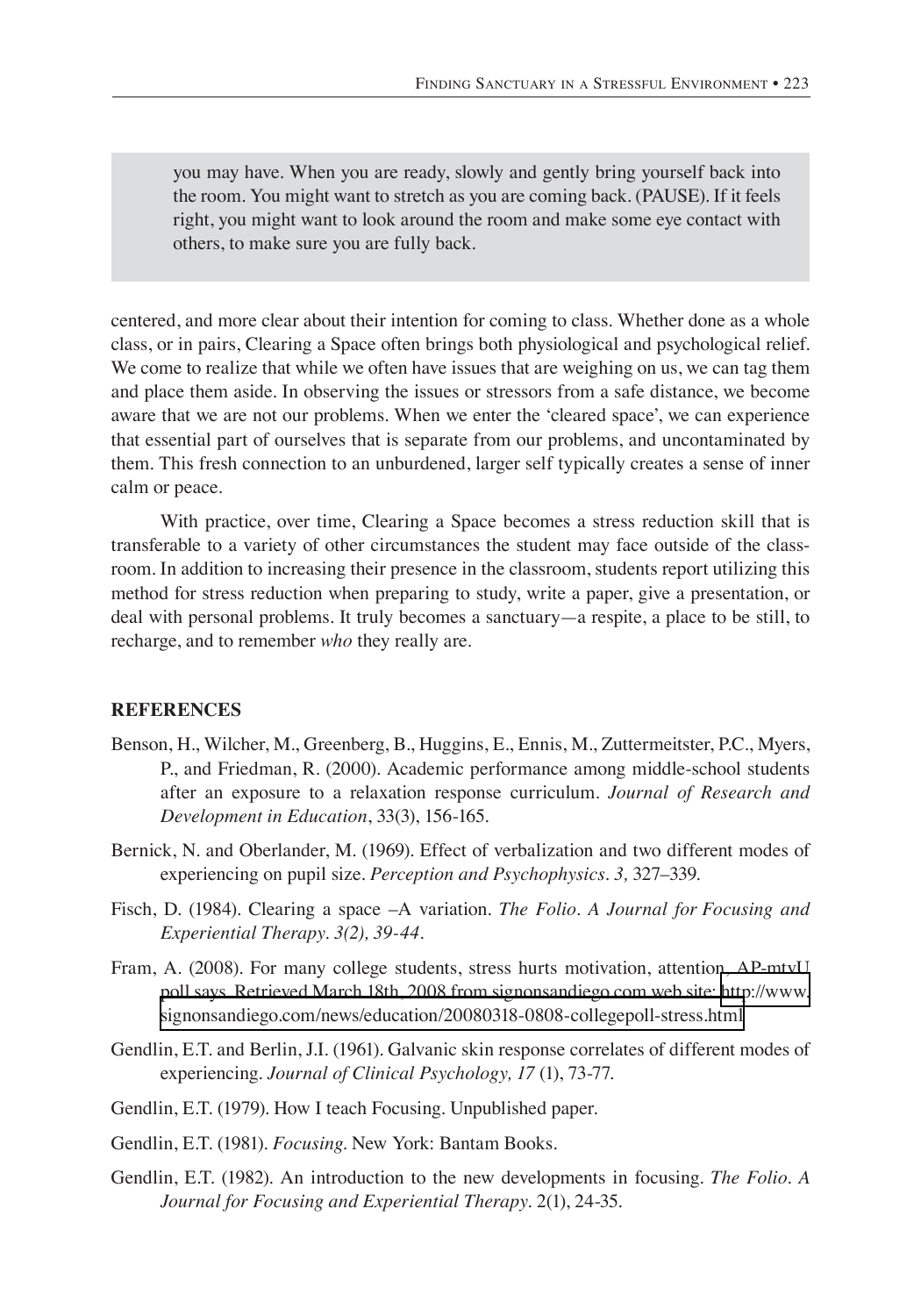> you may have. When you are ready, slowly and gently bring yourself back into the room. You might want to stretch as you are coming back. (PAUSE). If it feels right, you might want to look around the room and make some eye contact with others, to make sure you are fully back.

centered, and more clear about their intention for coming to class. Whether done as a whole class, or in pairs, Clearing a Space often brings both physiological and psychological relief. We come to realize that while we often have issues that are weighing on us, we can tag them and place them aside. In observing the issues or stressors from a safe distance, we become aware that we are not our problems. When we enter the 'cleared space', we can experience that essential part of ourselves that is separate from our problems, and uncontaminated by them. This fresh connection to an unburdened, larger self typically creates a sense of inner calm or peace.

With practice, over time, Clearing a Space becomes a stress reduction skill that is transferable to a variety of other circumstances the student may face outside of the classroom. In addition to increasing their presence in the classroom, students report utilizing this method for stress reduction when preparing to study, write a paper, give a presentation, or deal with personal problems. It truly becomes a sanctuary—a respite, a place to be still, to recharge, and to remember *who* they really are.

## REFERENCES

Benson, H., Wilcher, M., Greenberg, B., Huggins, E., Ennis, M., Zuttermeitster, P.C., Myers, P., and Friedman, R. (2000). Academic performance among middle-school students after an exposure to a relaxation response curriculum. *Journal of Research and Development in Education*, 33(3), 156-165.

Bernick, N. and Oberlander, M. (1969). Effect of verbalization and two different modes of experiencing on pupil size. *Perception and Psychophysics. 3,* 327–339.

Fisch, D. (1984). Clearing a space –A variation. *The Folio. A Journal for Focusing and Experiential Therapy. 3(2), 39-44.*

Fram, A. (2008). For many college students, stress hurts motivation, attention, AP-mtvU poll says. Retrieved March 18th, 2008 from signonsandiego.com web site: http://www.signonsandiego.com/news/education/20080318-0808-collegepoll-stress.html

Gendlin, E.T. and Berlin, J.I. (1961). Galvanic skin response correlates of different modes of experiencing. *Journal of Clinical Psychology, 17* (1), 73-77.

Gendlin, E.T. (1979). How I teach Focusing. Unpublished paper.

Gendlin, E.T. (1981). *Focusing.* New York: Bantam Books.

Gendlin, E.T. (1982). An introduction to the new developments in focusing. *The Folio. A Journal for Focusing and Experiential Therapy.* 2(1), 24-35.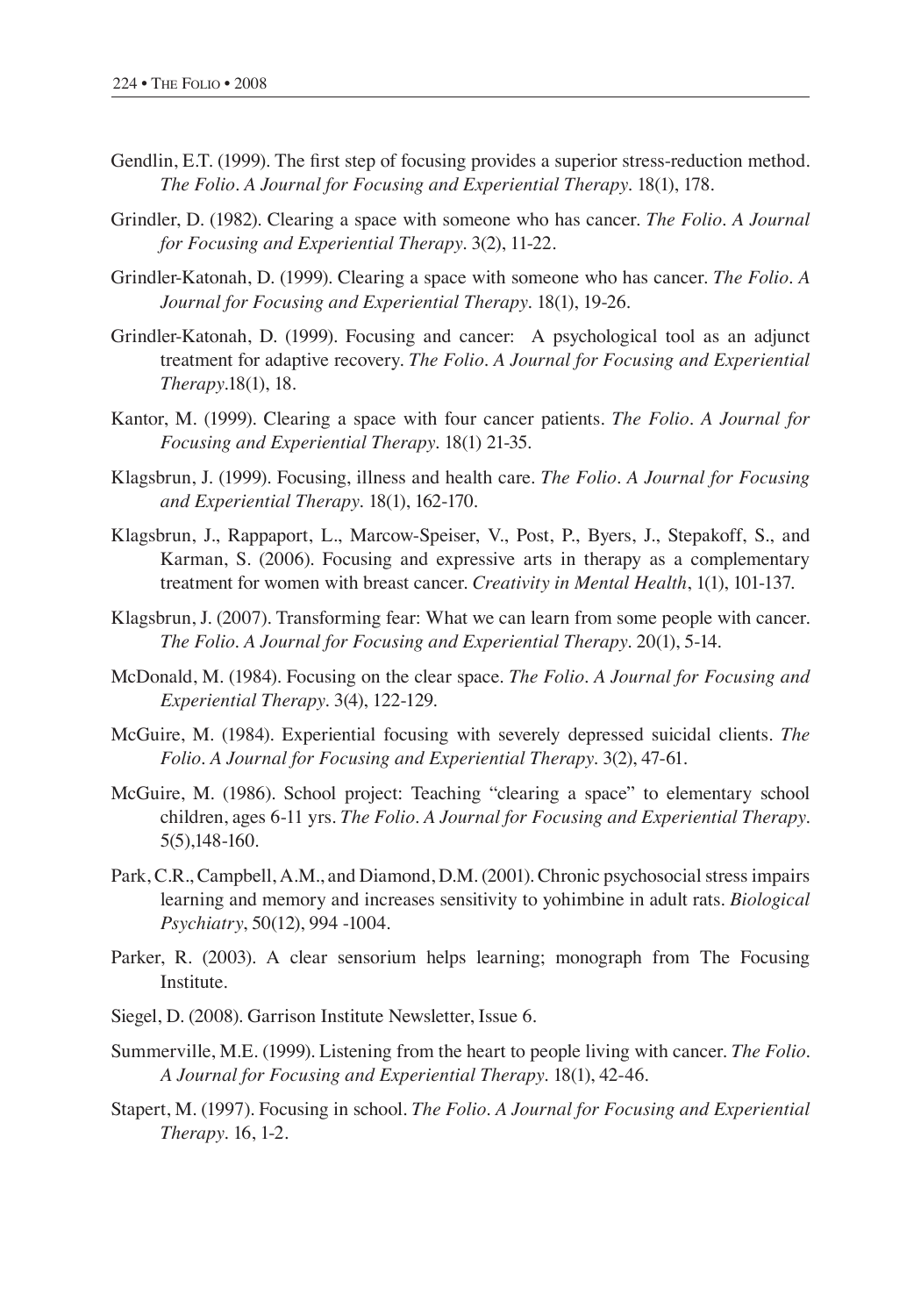Gendlin, E.T. (1999). The first step of focusing provides a superior stress-reduction method. *The Folio. A Journal for Focusing and Experiential Therapy*. 18(1), 178.

Grindler, D. (1982). Clearing a space with someone who has cancer. *The Folio. A Journal for Focusing and Experiential Therapy*. 3(2), 11-22.

Grindler-Katonah, D. (1999). Clearing a space with someone who has cancer. *The Folio. A Journal for Focusing and Experiential Therapy*. 18(1), 19-26.

Grindler-Katonah, D. (1999). Focusing and cancer: A psychological tool as an adjunct treatment for adaptive recovery. *The Folio. A Journal for Focusing and Experiential Therapy*.18(1), 18.

Kantor, M. (1999). Clearing a space with four cancer patients. *The Folio. A Journal for Focusing and Experiential Therapy*. 18(1) 21-35.

Klagsbrun, J. (1999). Focusing, illness and health care. *The Folio. A Journal for Focusing and Experiential Therapy*. 18(1), 162-170.

Klagsbrun, J., Rappaport, L., Marcow-Speiser, V., Post, P., Byers, J., Stepakoff, S., and Karman, S. (2006). Focusing and expressive arts in therapy as a complementary treatment for women with breast cancer. *Creativity in Mental Health*, 1(1), 101-137.

Klagsbrun, J. (2007). Transforming fear: What we can learn from some people with cancer. *The Folio. A Journal for Focusing and Experiential Therapy*. 20(1), 5-14.

McDonald, M. (1984). Focusing on the clear space. *The Folio. A Journal for Focusing and Experiential Therapy*. 3(4), 122-129.

McGuire, M. (1984). Experiential focusing with severely depressed suicidal clients. *The Folio. A Journal for Focusing and Experiential Therapy*. 3(2), 47-61.

McGuire, M. (1986). School project: Teaching "clearing a space" to elementary school children, ages 6-11 yrs. *The Folio. A Journal for Focusing and Experiential Therapy*. 5(5),148-160.

Park, C.R., Campbell, A.M., and Diamond, D.M. (2001). Chronic psychosocial stress impairs learning and memory and increases sensitivity to yohimbine in adult rats. *Biological Psychiatry*, 50(12), 994 -1004.

Parker, R. (2003). A clear sensorium helps learning; monograph from The Focusing Institute.

Siegel, D. (2008). Garrison Institute Newsletter, Issue 6.

Summerville, M.E. (1999). Listening from the heart to people living with cancer. *The Folio. A Journal for Focusing and Experiential Therapy*. 18(1), 42-46.

Stapert, M. (1997). Focusing in school. *The Folio. A Journal for Focusing and Experiential Therapy*. 16, 1-2.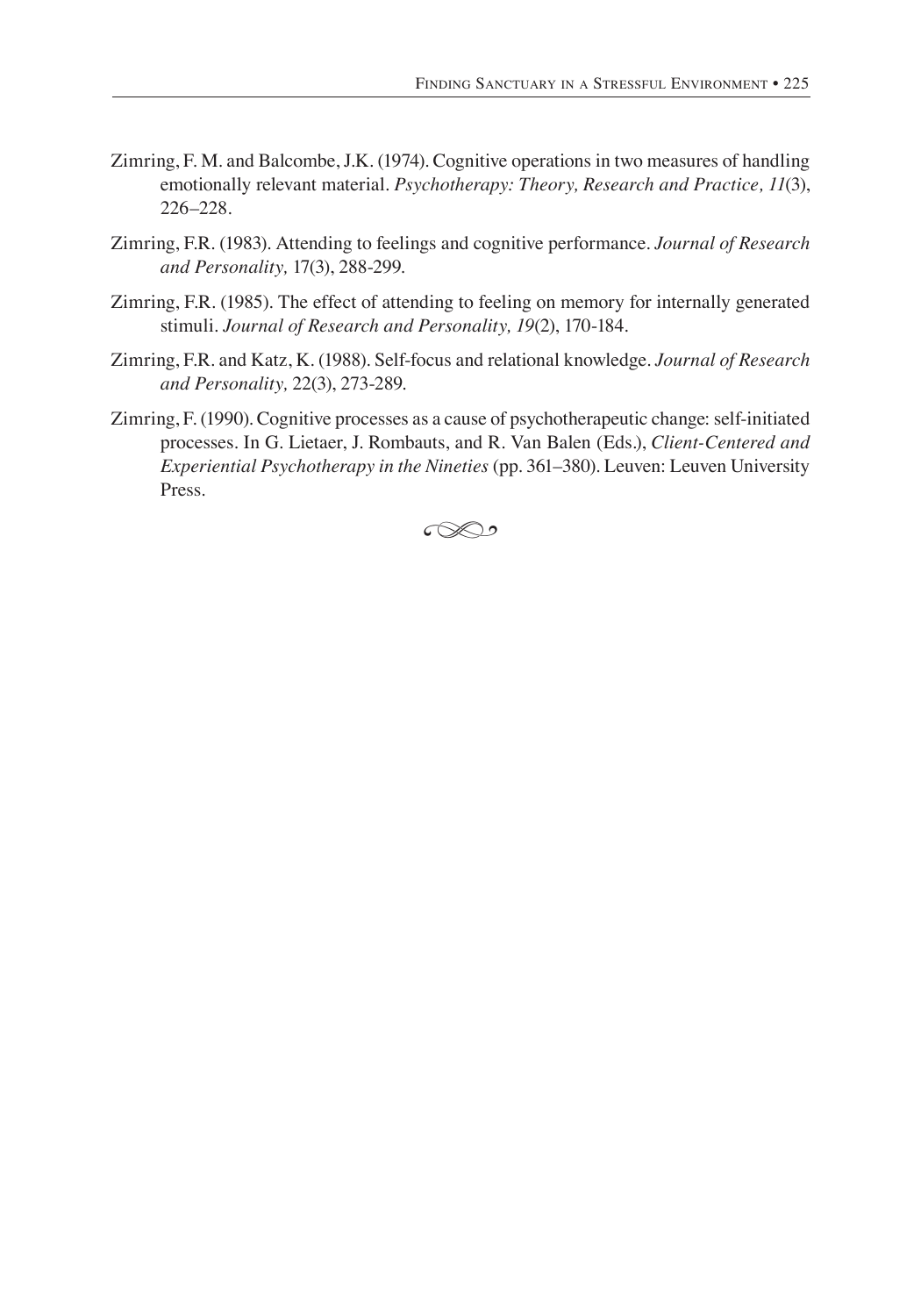Zimring, F. M. and Balcombe, J.K. (1974). Cognitive operations in two measures of handling emotionally relevant material. *Psychotherapy: Theory, Research and Practice, 11*(3), 226–228.

Zimring, F.R. (1983). Attending to feelings and cognitive performance. *Journal of Research and Personality,* 17(3), 288-299.

Zimring, F.R. (1985). The effect of attending to feeling on memory for internally generated stimuli. *Journal of Research and Personality, 19*(2), 170-184.

Zimring, F.R. and Katz, K. (1988). Self-focus and relational knowledge. *Journal of Research and Personality,* 22(3), 273-289.

Zimring, F. (1990). Cognitive processes as a cause of psychotherapeutic change: self-initiated processes. In G. Lietaer, J. Rombauts, and R. Van Balen (Eds.), *Client-Centered and Experiential Psychotherapy in the Nineties* (pp. 361–380). Leuven: Leuven University Press.